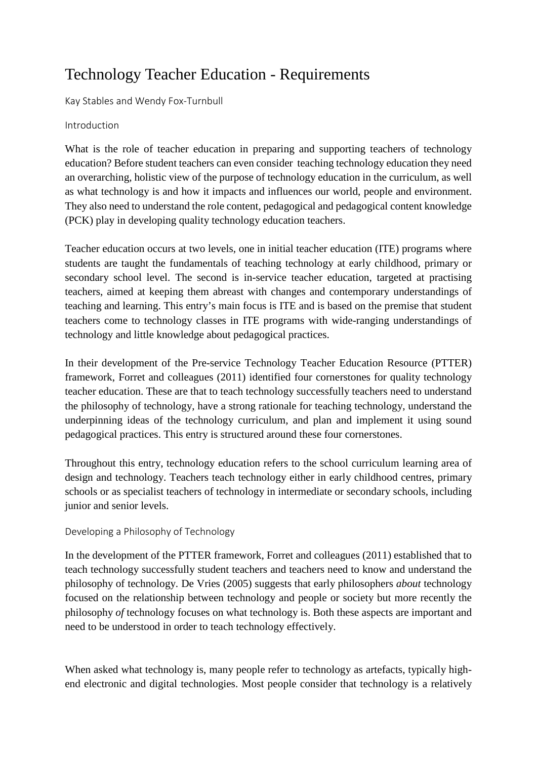# Technology Teacher Education - Requirements

Kay Stables and Wendy Fox-Turnbull

## Introduction

What is the role of teacher education in preparing and supporting teachers of technology education? Before student teachers can even consider teaching technology education they need an overarching, holistic view of the purpose of technology education in the curriculum, as well as what technology is and how it impacts and influences our world, people and environment. They also need to understand the role content, pedagogical and pedagogical content knowledge (PCK) play in developing quality technology education teachers.

Teacher education occurs at two levels, one in initial teacher education (ITE) programs where students are taught the fundamentals of teaching technology at early childhood, primary or secondary school level. The second is in-service teacher education, targeted at practising teachers, aimed at keeping them abreast with changes and contemporary understandings of teaching and learning. This entry's main focus is ITE and is based on the premise that student teachers come to technology classes in ITE programs with wide-ranging understandings of technology and little knowledge about pedagogical practices.

In their development of the Pre-service Technology Teacher Education Resource (PTTER) framework, Forret and colleagues (2011) identified four cornerstones for quality technology teacher education. These are that to teach technology successfully teachers need to understand the philosophy of technology, have a strong rationale for teaching technology, understand the underpinning ideas of the technology curriculum, and plan and implement it using sound pedagogical practices. This entry is structured around these four cornerstones.

Throughout this entry, technology education refers to the school curriculum learning area of design and technology. Teachers teach technology either in early childhood centres, primary schools or as specialist teachers of technology in intermediate or secondary schools, including junior and senior levels.

## Developing a Philosophy of Technology

In the development of the PTTER framework, Forret and colleagues (2011) established that to teach technology successfully student teachers and teachers need to know and understand the philosophy of technology. De Vries (2005) suggests that early philosophers *about* technology focused on the relationship between technology and people or society but more recently the philosophy *of* technology focuses on what technology is. Both these aspects are important and need to be understood in order to teach technology effectively.

When asked what technology is, many people refer to technology as artefacts, typically high-end electronic and digital technologies. Most people consider that technology is a relatively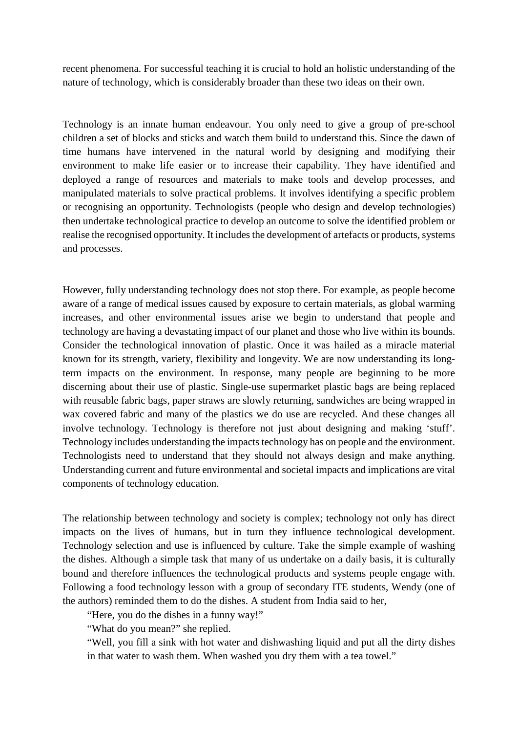recent phenomena. For successful teaching it is crucial to hold an holistic understanding of the nature of technology, which is considerably broader than these two ideas on their own.

Technology is an innate human endeavour. You only need to give a group of pre-school children a set of blocks and sticks and watch them build to understand this. Since the dawn of time humans have intervened in the natural world by designing and modifying their environment to make life easier or to increase their capability. They have identified and deployed a range of resources and materials to make tools and develop processes, and manipulated materials to solve practical problems. It involves identifying a specific problem or recognising an opportunity. Technologists (people who design and develop technologies) then undertake technological practice to develop an outcome to solve the identified problem or realise the recognised opportunity. It includes the development of artefacts or products, systems and processes.

However, fully understanding technology does not stop there. For example, as people become aware of a range of medical issues caused by exposure to certain materials, as global warming increases, and other environmental issues arise we begin to understand that people and technology are having a devastating impact of our planet and those who live within its bounds. Consider the technological innovation of plastic. Once it was hailed as a miracle material known for its strength, variety, flexibility and longevity. We are now understanding its long-term impacts on the environment. In response, many people are beginning to be more discerning about their use of plastic. Single-use supermarket plastic bags are being replaced with reusable fabric bags, paper straws are slowly returning, sandwiches are being wrapped in wax covered fabric and many of the plastics we do use are recycled. And these changes all involve technology. Technology is therefore not just about designing and making 'stuff'. Technology includes understanding the impacts technology has on people and the environment. Technologists need to understand that they should not always design and make anything. Understanding current and future environmental and societal impacts and implications are vital components of technology education.

The relationship between technology and society is complex; technology not only has direct impacts on the lives of humans, but in turn they influence technological development. Technology selection and use is influenced by culture. Take the simple example of washing the dishes. Although a simple task that many of us undertake on a daily basis, it is culturally bound and therefore influences the technological products and systems people engage with. Following a food technology lesson with a group of secondary ITE students, Wendy (one of the authors) reminded them to do the dishes. A student from India said to her,

> "Here, you do the dishes in a funny way!"
>
> "What do you mean?" she replied.
>
> "Well, you fill a sink with hot water and dishwashing liquid and put all the dirty dishes in that water to wash them. When washed you dry them with a tea towel."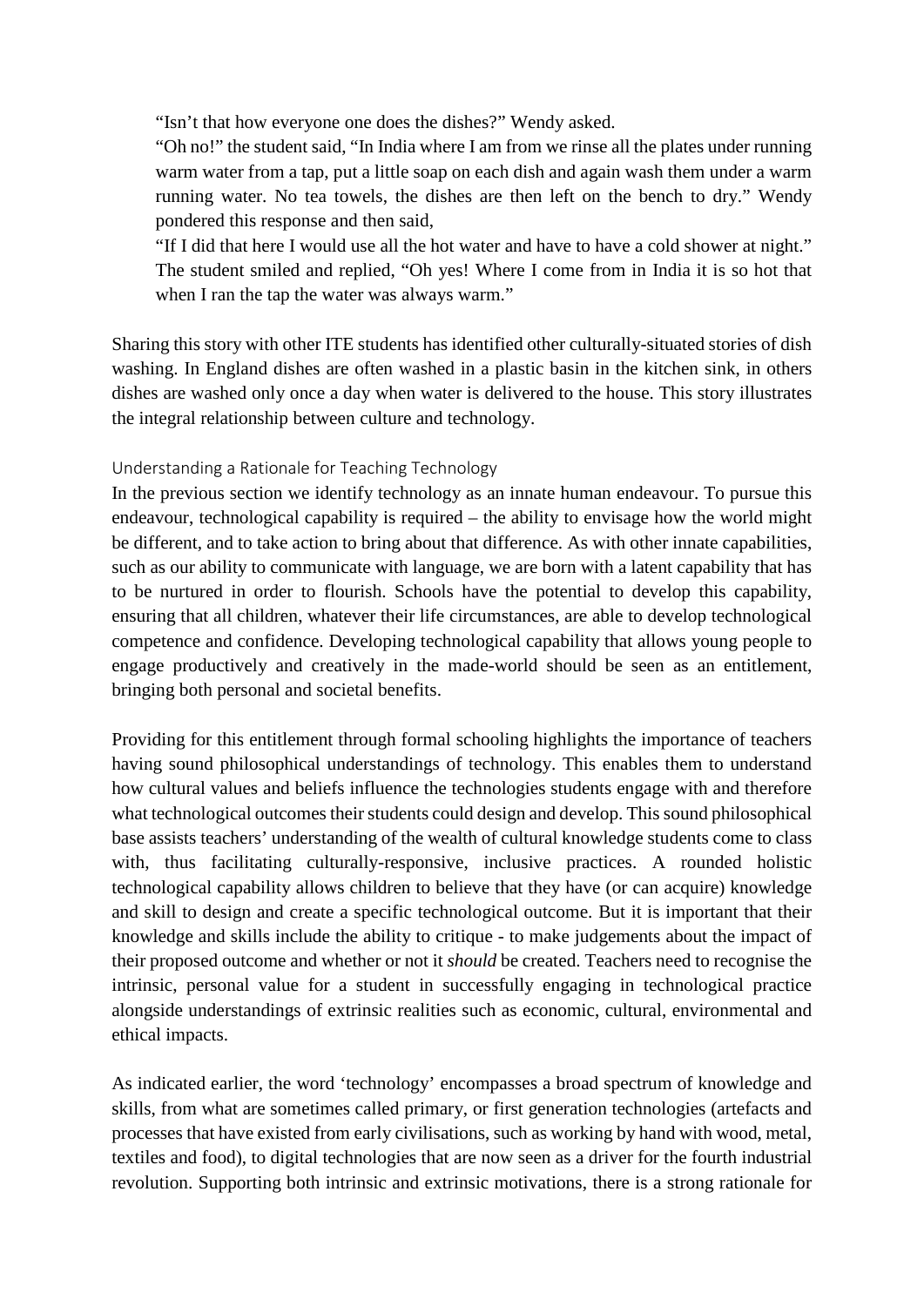> "Isn't that how everyone one does the dishes?" Wendy asked.
> "Oh no!" the student said, "In India where I am from we rinse all the plates under running warm water from a tap, put a little soap on each dish and again wash them under a warm running water. No tea towels, the dishes are then left on the bench to dry." Wendy pondered this response and then said,
> "If I did that here I would use all the hot water and have to have a cold shower at night." The student smiled and replied, "Oh yes! Where I come from in India it is so hot that when I ran the tap the water was always warm."

Sharing this story with other ITE students has identified other culturally-situated stories of dish washing. In England dishes are often washed in a plastic basin in the kitchen sink, in others dishes are washed only once a day when water is delivered to the house. This story illustrates the integral relationship between culture and technology.

### Understanding a Rationale for Teaching Technology

In the previous section we identify technology as an innate human endeavour. To pursue this endeavour, technological capability is required – the ability to envisage how the world might be different, and to take action to bring about that difference. As with other innate capabilities, such as our ability to communicate with language, we are born with a latent capability that has to be nurtured in order to flourish. Schools have the potential to develop this capability, ensuring that all children, whatever their life circumstances, are able to develop technological competence and confidence. Developing technological capability that allows young people to engage productively and creatively in the made-world should be seen as an entitlement, bringing both personal and societal benefits.

Providing for this entitlement through formal schooling highlights the importance of teachers having sound philosophical understandings of technology. This enables them to understand how cultural values and beliefs influence the technologies students engage with and therefore what technological outcomes their students could design and develop. This sound philosophical base assists teachers' understanding of the wealth of cultural knowledge students come to class with, thus facilitating culturally-responsive, inclusive practices. A rounded holistic technological capability allows children to believe that they have (or can acquire) knowledge and skill to design and create a specific technological outcome. But it is important that their knowledge and skills include the ability to critique - to make judgements about the impact of their proposed outcome and whether or not it *should* be created. Teachers need to recognise the intrinsic, personal value for a student in successfully engaging in technological practice alongside understandings of extrinsic realities such as economic, cultural, environmental and ethical impacts.

As indicated earlier, the word 'technology' encompasses a broad spectrum of knowledge and skills, from what are sometimes called primary, or first generation technologies (artefacts and processes that have existed from early civilisations, such as working by hand with wood, metal, textiles and food), to digital technologies that are now seen as a driver for the fourth industrial revolution. Supporting both intrinsic and extrinsic motivations, there is a strong rationale for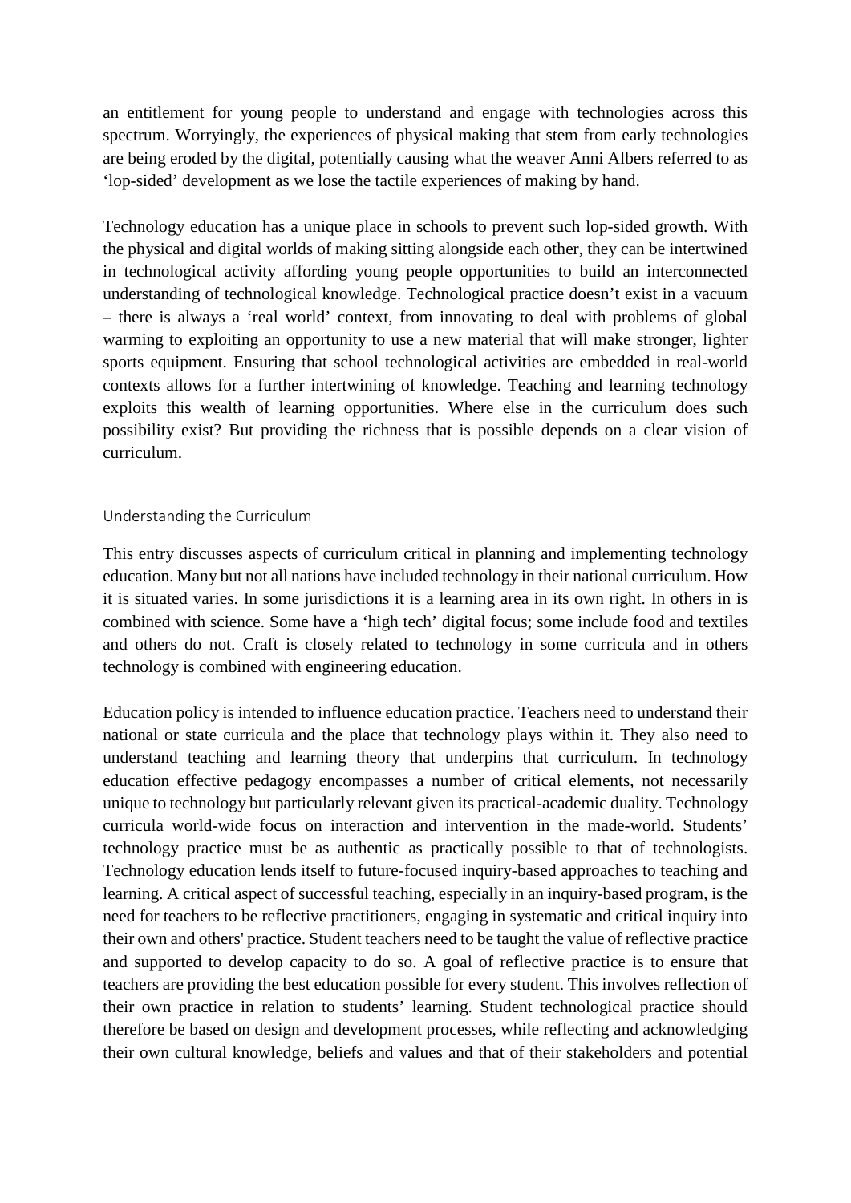an entitlement for young people to understand and engage with technologies across this spectrum. Worryingly, the experiences of physical making that stem from early technologies are being eroded by the digital, potentially causing what the weaver Anni Albers referred to as 'lop-sided' development as we lose the tactile experiences of making by hand.

Technology education has a unique place in schools to prevent such lop-sided growth. With the physical and digital worlds of making sitting alongside each other, they can be intertwined in technological activity affording young people opportunities to build an interconnected understanding of technological knowledge. Technological practice doesn't exist in a vacuum – there is always a 'real world' context, from innovating to deal with problems of global warming to exploiting an opportunity to use a new material that will make stronger, lighter sports equipment. Ensuring that school technological activities are embedded in real-world contexts allows for a further intertwining of knowledge. Teaching and learning technology exploits this wealth of learning opportunities. Where else in the curriculum does such possibility exist? But providing the richness that is possible depends on a clear vision of curriculum.

## Understanding the Curriculum

This entry discusses aspects of curriculum critical in planning and implementing technology education. Many but not all nations have included technology in their national curriculum. How it is situated varies. In some jurisdictions it is a learning area in its own right. In others in is combined with science. Some have a 'high tech' digital focus; some include food and textiles and others do not. Craft is closely related to technology in some curricula and in others technology is combined with engineering education.

Education policy is intended to influence education practice. Teachers need to understand their national or state curricula and the place that technology plays within it. They also need to understand teaching and learning theory that underpins that curriculum. In technology education effective pedagogy encompasses a number of critical elements, not necessarily unique to technology but particularly relevant given its practical-academic duality. Technology curricula world-wide focus on interaction and intervention in the made-world. Students' technology practice must be as authentic as practically possible to that of technologists. Technology education lends itself to future-focused inquiry-based approaches to teaching and learning. A critical aspect of successful teaching, especially in an inquiry-based program, is the need for teachers to be reflective practitioners, engaging in systematic and critical inquiry into their own and others' practice. Student teachers need to be taught the value of reflective practice and supported to develop capacity to do so. A goal of reflective practice is to ensure that teachers are providing the best education possible for every student. This involves reflection of their own practice in relation to students' learning. Student technological practice should therefore be based on design and development processes, while reflecting and acknowledging their own cultural knowledge, beliefs and values and that of their stakeholders and potential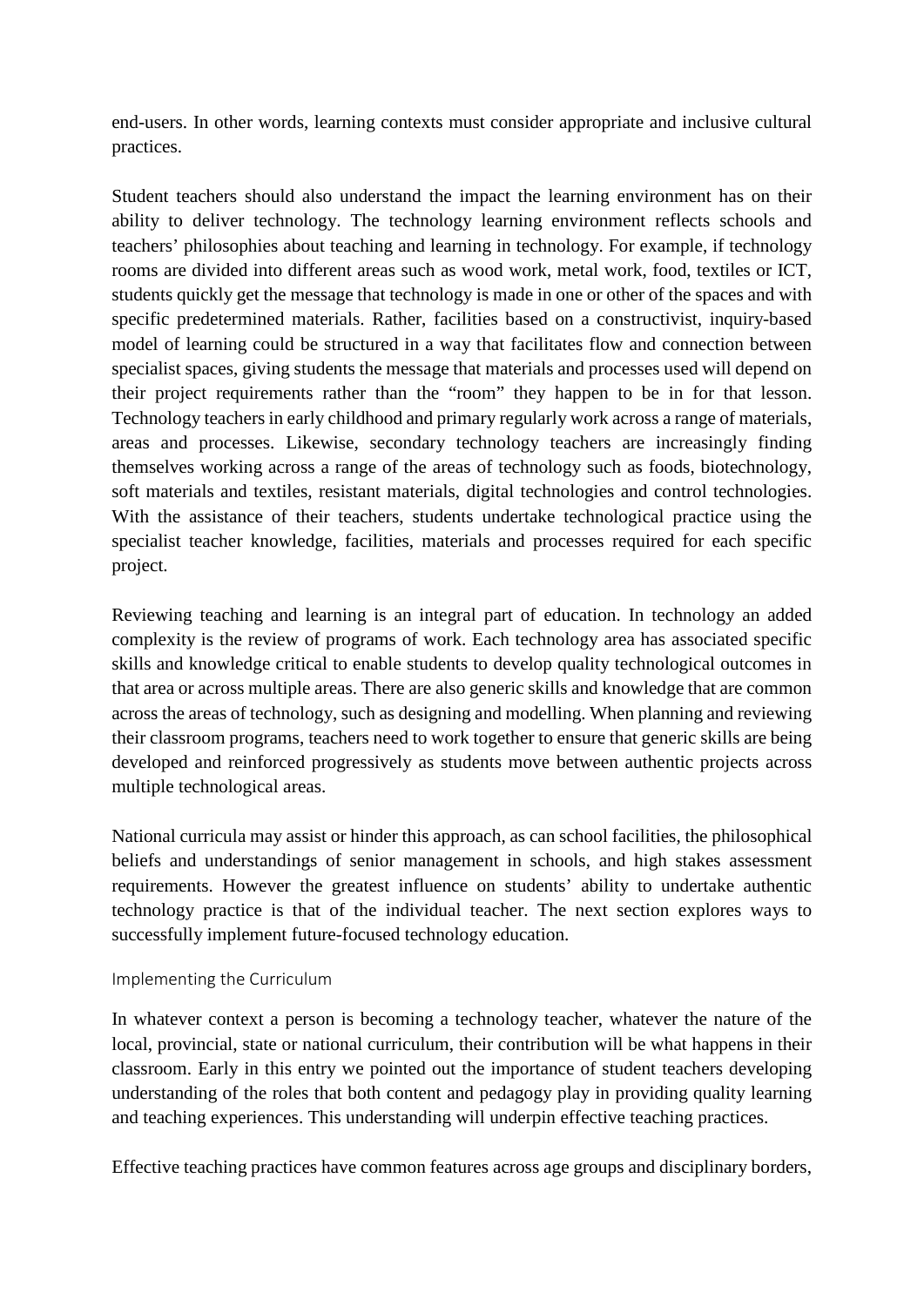end-users. In other words, learning contexts must consider appropriate and inclusive cultural practices.

Student teachers should also understand the impact the learning environment has on their ability to deliver technology. The technology learning environment reflects schools and teachers' philosophies about teaching and learning in technology. For example, if technology rooms are divided into different areas such as wood work, metal work, food, textiles or ICT, students quickly get the message that technology is made in one or other of the spaces and with specific predetermined materials. Rather, facilities based on a constructivist, inquiry-based model of learning could be structured in a way that facilitates flow and connection between specialist spaces, giving students the message that materials and processes used will depend on their project requirements rather than the "room" they happen to be in for that lesson. Technology teachers in early childhood and primary regularly work across a range of materials, areas and processes. Likewise, secondary technology teachers are increasingly finding themselves working across a range of the areas of technology such as foods, biotechnology, soft materials and textiles, resistant materials, digital technologies and control technologies. With the assistance of their teachers, students undertake technological practice using the specialist teacher knowledge, facilities, materials and processes required for each specific project.

Reviewing teaching and learning is an integral part of education. In technology an added complexity is the review of programs of work. Each technology area has associated specific skills and knowledge critical to enable students to develop quality technological outcomes in that area or across multiple areas. There are also generic skills and knowledge that are common across the areas of technology, such as designing and modelling. When planning and reviewing their classroom programs, teachers need to work together to ensure that generic skills are being developed and reinforced progressively as students move between authentic projects across multiple technological areas.

National curricula may assist or hinder this approach, as can school facilities, the philosophical beliefs and understandings of senior management in schools, and high stakes assessment requirements. However the greatest influence on students' ability to undertake authentic technology practice is that of the individual teacher. The next section explores ways to successfully implement future-focused technology education.

### Implementing the Curriculum

In whatever context a person is becoming a technology teacher, whatever the nature of the local, provincial, state or national curriculum, their contribution will be what happens in their classroom. Early in this entry we pointed out the importance of student teachers developing understanding of the roles that both content and pedagogy play in providing quality learning and teaching experiences. This understanding will underpin effective teaching practices.

Effective teaching practices have common features across age groups and disciplinary borders,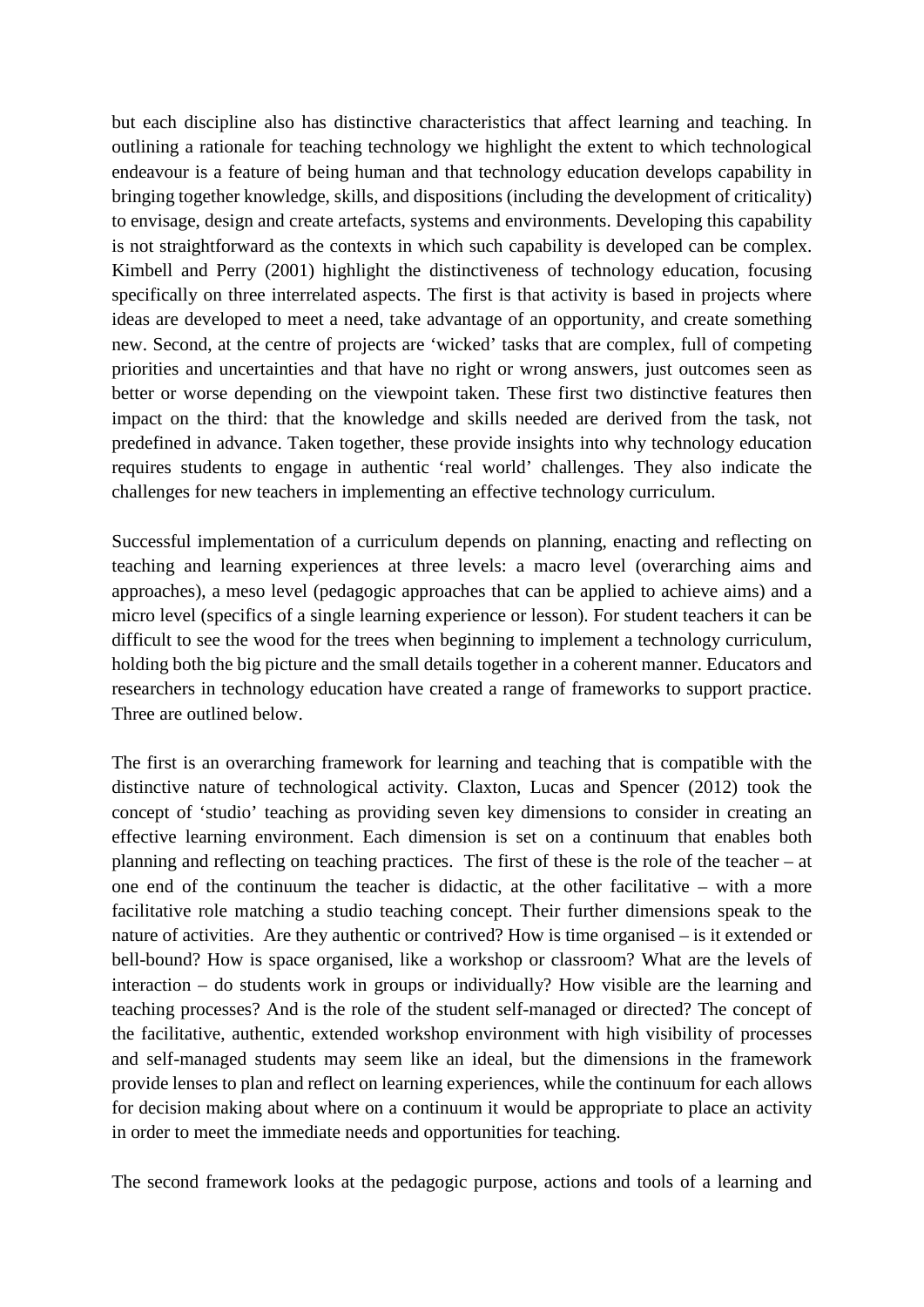but each discipline also has distinctive characteristics that affect learning and teaching. In outlining a rationale for teaching technology we highlight the extent to which technological endeavour is a feature of being human and that technology education develops capability in bringing together knowledge, skills, and dispositions (including the development of criticality) to envisage, design and create artefacts, systems and environments. Developing this capability is not straightforward as the contexts in which such capability is developed can be complex. Kimbell and Perry (2001) highlight the distinctiveness of technology education, focusing specifically on three interrelated aspects. The first is that activity is based in projects where ideas are developed to meet a need, take advantage of an opportunity, and create something new. Second, at the centre of projects are 'wicked' tasks that are complex, full of competing priorities and uncertainties and that have no right or wrong answers, just outcomes seen as better or worse depending on the viewpoint taken. These first two distinctive features then impact on the third: that the knowledge and skills needed are derived from the task, not predefined in advance. Taken together, these provide insights into why technology education requires students to engage in authentic 'real world' challenges. They also indicate the challenges for new teachers in implementing an effective technology curriculum.

Successful implementation of a curriculum depends on planning, enacting and reflecting on teaching and learning experiences at three levels: a macro level (overarching aims and approaches), a meso level (pedagogic approaches that can be applied to achieve aims) and a micro level (specifics of a single learning experience or lesson). For student teachers it can be difficult to see the wood for the trees when beginning to implement a technology curriculum, holding both the big picture and the small details together in a coherent manner. Educators and researchers in technology education have created a range of frameworks to support practice. Three are outlined below.

The first is an overarching framework for learning and teaching that is compatible with the distinctive nature of technological activity. Claxton, Lucas and Spencer (2012) took the concept of 'studio' teaching as providing seven key dimensions to consider in creating an effective learning environment. Each dimension is set on a continuum that enables both planning and reflecting on teaching practices. The first of these is the role of the teacher – at one end of the continuum the teacher is didactic, at the other facilitative – with a more facilitative role matching a studio teaching concept. Their further dimensions speak to the nature of activities. Are they authentic or contrived? How is time organised – is it extended or bell-bound? How is space organised, like a workshop or classroom? What are the levels of interaction – do students work in groups or individually? How visible are the learning and teaching processes? And is the role of the student self-managed or directed? The concept of the facilitative, authentic, extended workshop environment with high visibility of processes and self-managed students may seem like an ideal, but the dimensions in the framework provide lenses to plan and reflect on learning experiences, while the continuum for each allows for decision making about where on a continuum it would be appropriate to place an activity in order to meet the immediate needs and opportunities for teaching.

The second framework looks at the pedagogic purpose, actions and tools of a learning and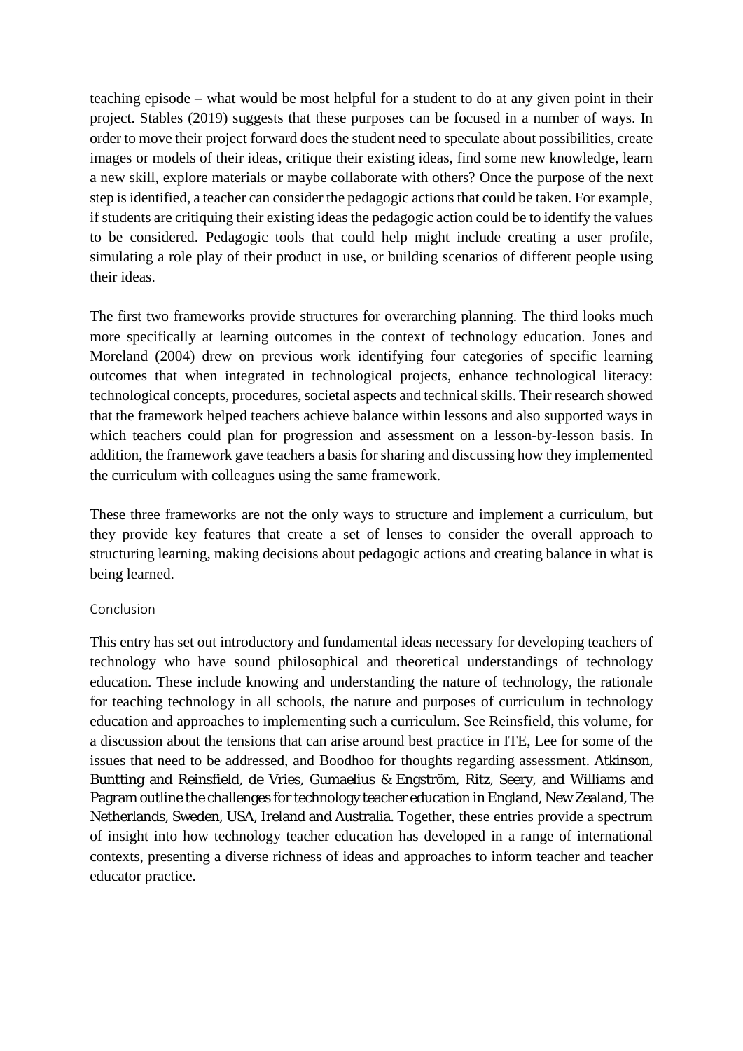teaching episode – what would be most helpful for a student to do at any given point in their project. Stables (2019) suggests that these purposes can be focused in a number of ways. In order to move their project forward does the student need to speculate about possibilities, create images or models of their ideas, critique their existing ideas, find some new knowledge, learn a new skill, explore materials or maybe collaborate with others? Once the purpose of the next step is identified, a teacher can consider the pedagogic actions that could be taken. For example, if students are critiquing their existing ideas the pedagogic action could be to identify the values to be considered. Pedagogic tools that could help might include creating a user profile, simulating a role play of their product in use, or building scenarios of different people using their ideas.

The first two frameworks provide structures for overarching planning. The third looks much more specifically at learning outcomes in the context of technology education. Jones and Moreland (2004) drew on previous work identifying four categories of specific learning outcomes that when integrated in technological projects, enhance technological literacy: technological concepts, procedures, societal aspects and technical skills. Their research showed that the framework helped teachers achieve balance within lessons and also supported ways in which teachers could plan for progression and assessment on a lesson-by-lesson basis. In addition, the framework gave teachers a basis for sharing and discussing how they implemented the curriculum with colleagues using the same framework.

These three frameworks are not the only ways to structure and implement a curriculum, but they provide key features that create a set of lenses to consider the overall approach to structuring learning, making decisions about pedagogic actions and creating balance in what is being learned.

## Conclusion

This entry has set out introductory and fundamental ideas necessary for developing teachers of technology who have sound philosophical and theoretical understandings of technology education. These include knowing and understanding the nature of technology, the rationale for teaching technology in all schools, the nature and purposes of curriculum in technology education and approaches to implementing such a curriculum. See Reinsfield, this volume, for a discussion about the tensions that can arise around best practice in ITE, Lee for some of the issues that need to be addressed, and Boodhoo for thoughts regarding assessment. Atkinson, Buntting and Reinsfield, de Vries, Gumaelius & Engström, Ritz, Seery, and Williams and Pagram outline the challenges for technology teacher education in England, New Zealand, The Netherlands, Sweden, USA, Ireland and Australia. Together, these entries provide a spectrum of insight into how technology teacher education has developed in a range of international contexts, presenting a diverse richness of ideas and approaches to inform teacher and teacher educator practice.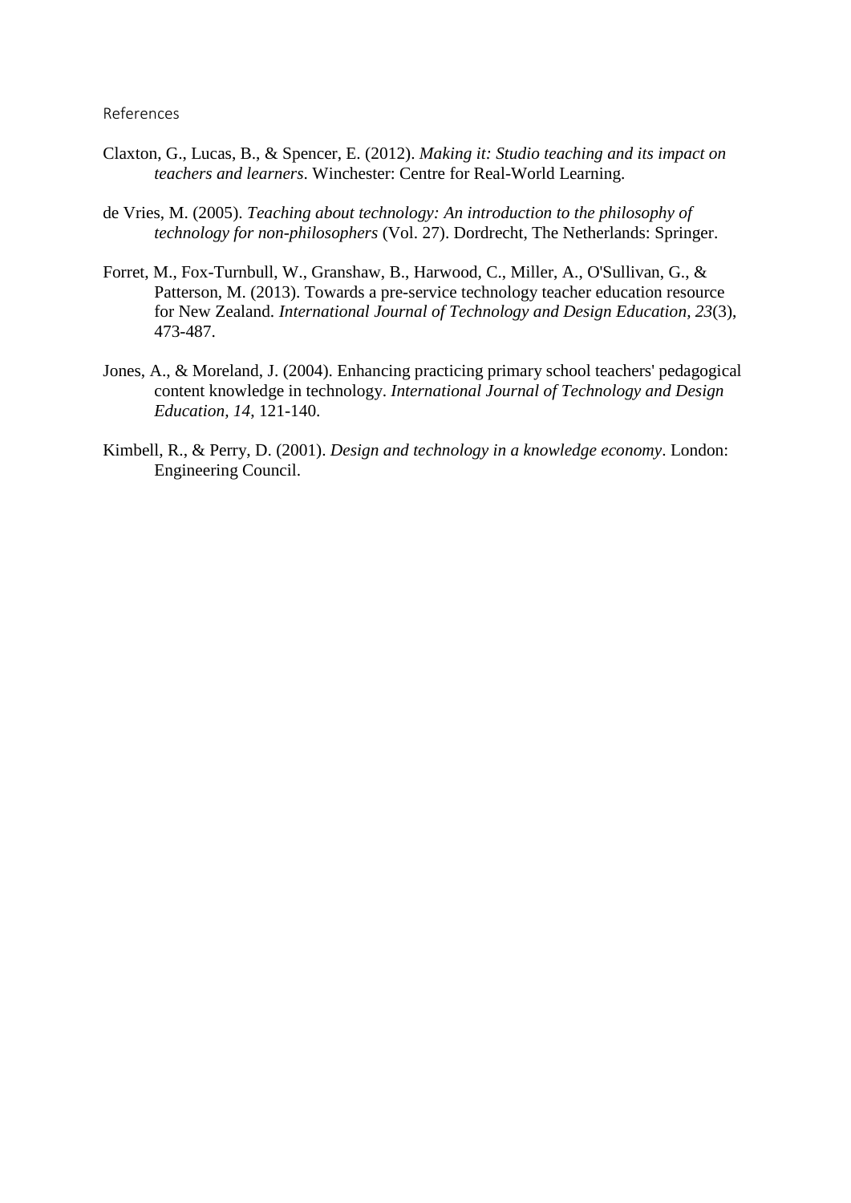# References

Claxton, G., Lucas, B., & Spencer, E. (2012). *Making it: Studio teaching and its impact on teachers and learners*. Winchester: Centre for Real-World Learning.

de Vries, M. (2005). *Teaching about technology: An introduction to the philosophy of technology for non-philosophers* (Vol. 27). Dordrecht, The Netherlands: Springer.

Forret, M., Fox-Turnbull, W., Granshaw, B., Harwood, C., Miller, A., O'Sullivan, G., & Patterson, M. (2013). Towards a pre-service technology teacher education resource for New Zealand. *International Journal of Technology and Design Education, 23*(3), 473-487.

Jones, A., & Moreland, J. (2004). Enhancing practicing primary school teachers' pedagogical content knowledge in technology. *International Journal of Technology and Design Education, 14*, 121-140.

Kimbell, R., & Perry, D. (2001). *Design and technology in a knowledge economy*. London: Engineering Council.